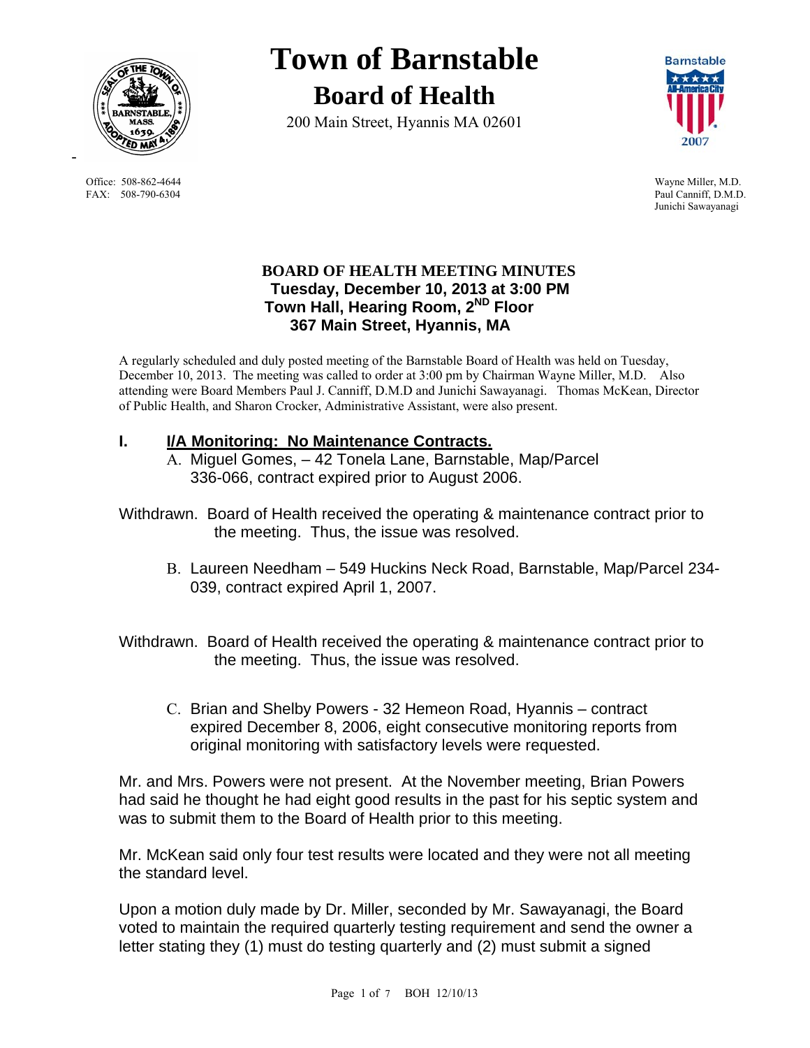# Town of Barnstable

## Board of Health

200 Main Street, Hyannis MA 02601

Office: 508-862-4644
FAX: 508-790-6304

Wayne Miller, M.D.
Paul Canniff, D.M.D.
Junichi Sawayanagi

**BOARD OF HEALTH MEETING MINUTES**
**Tuesday, December 10, 2013 at 3:00 PM**
**Town Hall, Hearing Room, 2ND Floor**
**367 Main Street, Hyannis, MA**

A regularly scheduled and duly posted meeting of the Barnstable Board of Health was held on Tuesday, December 10, 2013. The meeting was called to order at 3:00 pm by Chairman Wayne Miller, M.D. Also attending were Board Members Paul J. Canniff, D.M.D and Junichi Sawayanagi. Thomas McKean, Director of Public Health, and Sharon Crocker, Administrative Assistant, were also present.

## I. I/A Monitoring: No Maintenance Contracts.

A. Miguel Gomes, – 42 Tonela Lane, Barnstable, Map/Parcel 336-066, contract expired prior to August 2006.

Withdrawn. Board of Health received the operating & maintenance contract prior to the meeting. Thus, the issue was resolved.

B. Laureen Needham – 549 Huckins Neck Road, Barnstable, Map/Parcel 234-039, contract expired April 1, 2007.

Withdrawn. Board of Health received the operating & maintenance contract prior to the meeting. Thus, the issue was resolved.

C. Brian and Shelby Powers - 32 Hemeon Road, Hyannis – contract expired December 8, 2006, eight consecutive monitoring reports from original monitoring with satisfactory levels were requested.

Mr. and Mrs. Powers were not present. At the November meeting, Brian Powers had said he thought he had eight good results in the past for his septic system and was to submit them to the Board of Health prior to this meeting.

Mr. McKean said only four test results were located and they were not all meeting the standard level.

Upon a motion duly made by Dr. Miller, seconded by Mr. Sawayanagi, the Board voted to maintain the required quarterly testing requirement and send the owner a letter stating they (1) must do testing quarterly and (2) must submit a signed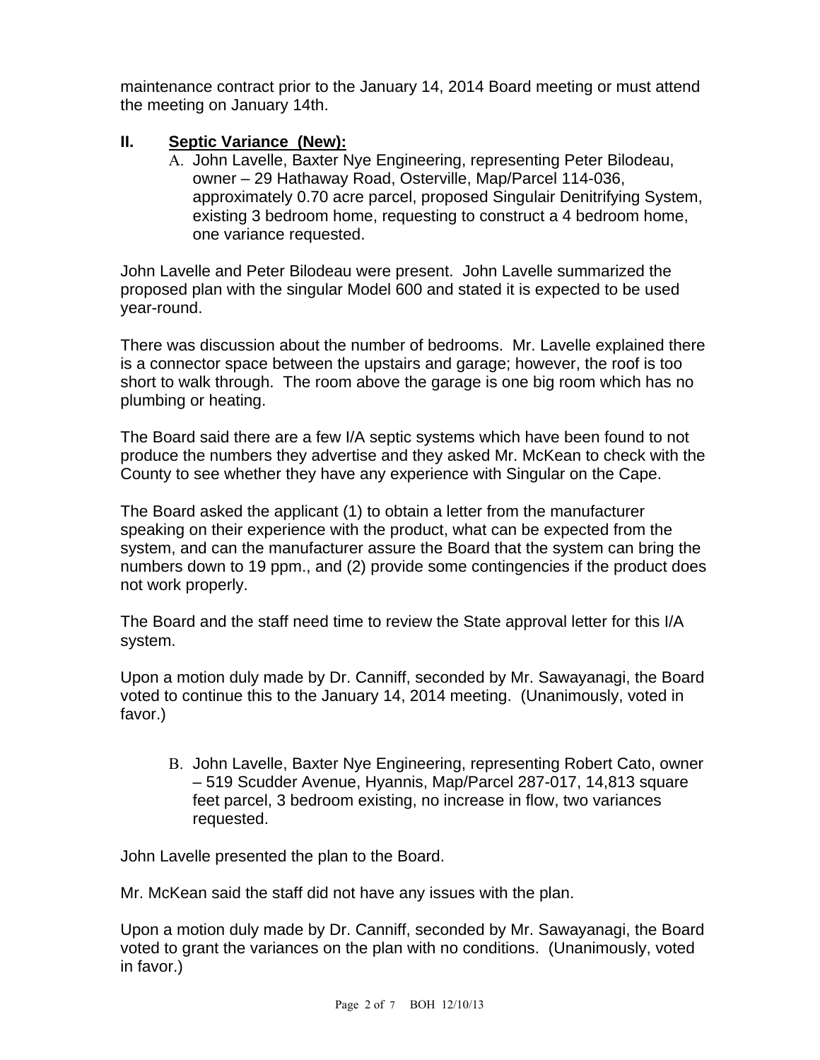maintenance contract prior to the January 14, 2014 Board meeting or must attend the meeting on January 14th.

## II. Septic Variance (New):

A. John Lavelle, Baxter Nye Engineering, representing Peter Bilodeau, owner – 29 Hathaway Road, Osterville, Map/Parcel 114-036, approximately 0.70 acre parcel, proposed Singulair Denitrifying System, existing 3 bedroom home, requesting to construct a 4 bedroom home, one variance requested.

John Lavelle and Peter Bilodeau were present. John Lavelle summarized the proposed plan with the singular Model 600 and stated it is expected to be used year-round.

There was discussion about the number of bedrooms. Mr. Lavelle explained there is a connector space between the upstairs and garage; however, the roof is too short to walk through. The room above the garage is one big room which has no plumbing or heating.

The Board said there are a few I/A septic systems which have been found to not produce the numbers they advertise and they asked Mr. McKean to check with the County to see whether they have any experience with Singular on the Cape.

The Board asked the applicant (1) to obtain a letter from the manufacturer speaking on their experience with the product, what can be expected from the system, and can the manufacturer assure the Board that the system can bring the numbers down to 19 ppm., and (2) provide some contingencies if the product does not work properly.

The Board and the staff need time to review the State approval letter for this I/A system.

Upon a motion duly made by Dr. Canniff, seconded by Mr. Sawayanagi, the Board voted to continue this to the January 14, 2014 meeting. (Unanimously, voted in favor.)

B. John Lavelle, Baxter Nye Engineering, representing Robert Cato, owner – 519 Scudder Avenue, Hyannis, Map/Parcel 287-017, 14,813 square feet parcel, 3 bedroom existing, no increase in flow, two variances requested.

John Lavelle presented the plan to the Board.

Mr. McKean said the staff did not have any issues with the plan.

Upon a motion duly made by Dr. Canniff, seconded by Mr. Sawayanagi, the Board voted to grant the variances on the plan with no conditions. (Unanimously, voted in favor.)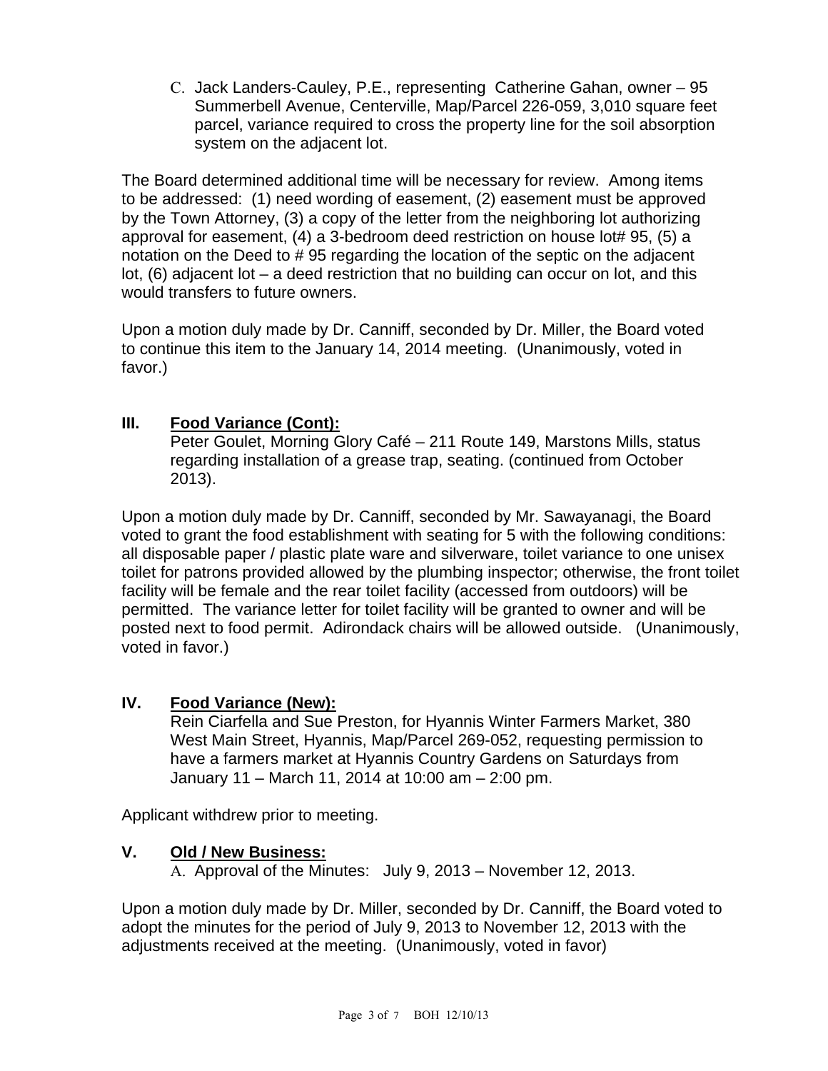C. Jack Landers-Cauley, P.E., representing Catherine Gahan, owner – 95 Summerbell Avenue, Centerville, Map/Parcel 226-059, 3,010 square feet parcel, variance required to cross the property line for the soil absorption system on the adjacent lot.

The Board determined additional time will be necessary for review. Among items to be addressed: (1) need wording of easement, (2) easement must be approved by the Town Attorney, (3) a copy of the letter from the neighboring lot authorizing approval for easement, (4) a 3-bedroom deed restriction on house lot# 95, (5) a notation on the Deed to # 95 regarding the location of the septic on the adjacent lot, (6) adjacent lot – a deed restriction that no building can occur on lot, and this would transfers to future owners.

Upon a motion duly made by Dr. Canniff, seconded by Dr. Miller, the Board voted to continue this item to the January 14, 2014 meeting. (Unanimously, voted in favor.)

## III. Food Variance (Cont):

Peter Goulet, Morning Glory Café – 211 Route 149, Marstons Mills, status regarding installation of a grease trap, seating. (continued from October 2013).

Upon a motion duly made by Dr. Canniff, seconded by Mr. Sawayanagi, the Board voted to grant the food establishment with seating for 5 with the following conditions: all disposable paper / plastic plate ware and silverware, toilet variance to one unisex toilet for patrons provided allowed by the plumbing inspector; otherwise, the front toilet facility will be female and the rear toilet facility (accessed from outdoors) will be permitted. The variance letter for toilet facility will be granted to owner and will be posted next to food permit. Adirondack chairs will be allowed outside. (Unanimously, voted in favor.)

## IV. Food Variance (New):

Rein Ciarfella and Sue Preston, for Hyannis Winter Farmers Market, 380 West Main Street, Hyannis, Map/Parcel 269-052, requesting permission to have a farmers market at Hyannis Country Gardens on Saturdays from January 11 – March 11, 2014 at 10:00 am – 2:00 pm.

Applicant withdrew prior to meeting.

## V. Old / New Business:

A. Approval of the Minutes: July 9, 2013 – November 12, 2013.

Upon a motion duly made by Dr. Miller, seconded by Dr. Canniff, the Board voted to adopt the minutes for the period of July 9, 2013 to November 12, 2013 with the adjustments received at the meeting. (Unanimously, voted in favor)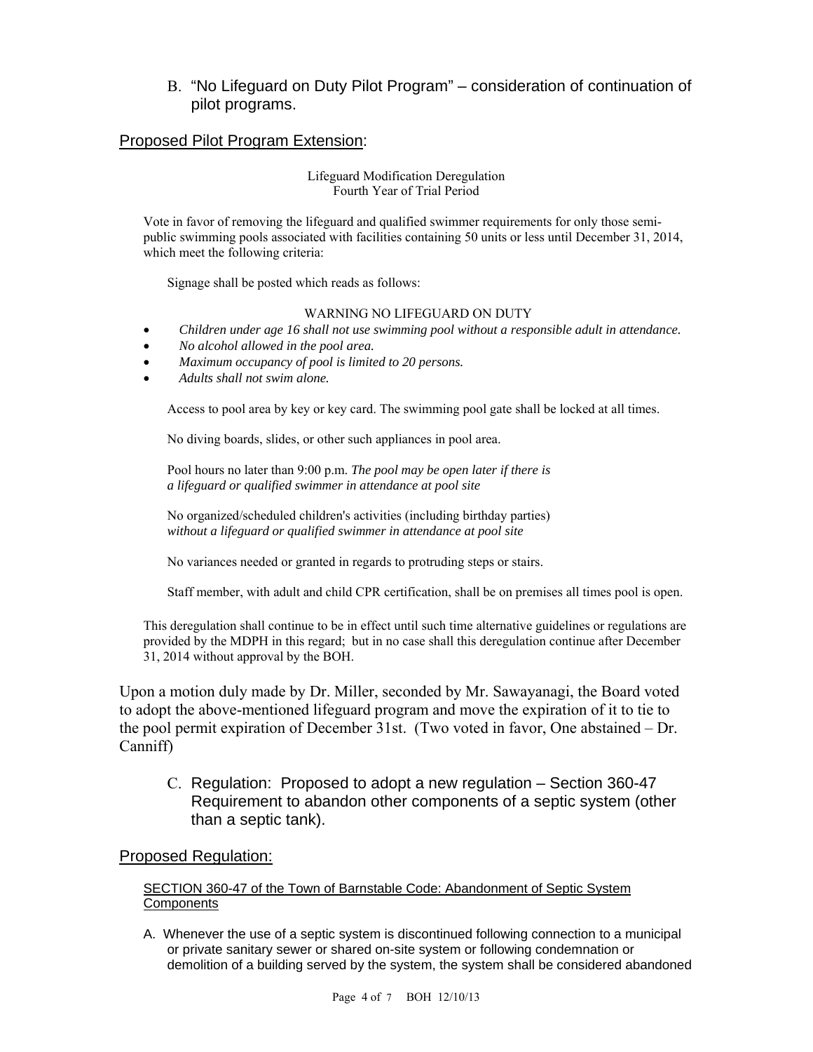B. "No Lifeguard on Duty Pilot Program" – consideration of continuation of pilot programs.

## Proposed Pilot Program Extension:

Lifeguard Modification Deregulation
Fourth Year of Trial Period

Vote in favor of removing the lifeguard and qualified swimmer requirements for only those semi-public swimming pools associated with facilities containing 50 units or less until December 31, 2014, which meet the following criteria:

Signage shall be posted which reads as follows:

WARNING NO LIFEGUARD ON DUTY

- *Children under age 16 shall not use swimming pool without a responsible adult in attendance.*
- *No alcohol allowed in the pool area.*
- *Maximum occupancy of pool is limited to 20 persons.*
- *Adults shall not swim alone.*

Access to pool area by key or key card. The swimming pool gate shall be locked at all times.

No diving boards, slides, or other such appliances in pool area.

Pool hours no later than 9:00 p.m. *The pool may be open later if there is a lifeguard or qualified swimmer in attendance at pool site*

No organized/scheduled children's activities (including birthday parties) *without a lifeguard or qualified swimmer in attendance at pool site*

No variances needed or granted in regards to protruding steps or stairs.

Staff member, with adult and child CPR certification, shall be on premises all times pool is open.

This deregulation shall continue to be in effect until such time alternative guidelines or regulations are provided by the MDPH in this regard; but in no case shall this deregulation continue after December 31, 2014 without approval by the BOH.

Upon a motion duly made by Dr. Miller, seconded by Mr. Sawayanagi, the Board voted to adopt the above-mentioned lifeguard program and move the expiration of it to tie to the pool permit expiration of December 31st. (Two voted in favor, One abstained – Dr. Canniff)

C. Regulation: Proposed to adopt a new regulation – Section 360-47 Requirement to abandon other components of a septic system (other than a septic tank).

## Proposed Regulation:

SECTION 360-47 of the Town of Barnstable Code: Abandonment of Septic System Components

A. Whenever the use of a septic system is discontinued following connection to a municipal or private sanitary sewer or shared on-site system or following condemnation or demolition of a building served by the system, the system shall be considered abandoned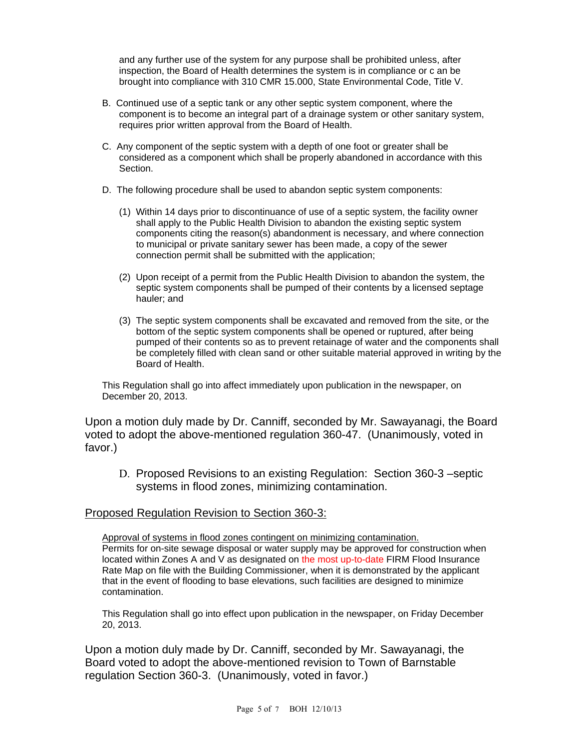and any further use of the system for any purpose shall be prohibited unless, after inspection, the Board of Health determines the system is in compliance or c an be brought into compliance with 310 CMR 15.000, State Environmental Code, Title V.

B. Continued use of a septic tank or any other septic system component, where the component is to become an integral part of a drainage system or other sanitary system, requires prior written approval from the Board of Health.

C. Any component of the septic system with a depth of one foot or greater shall be considered as a component which shall be properly abandoned in accordance with this Section.

D. The following procedure shall be used to abandon septic system components:

(1) Within 14 days prior to discontinuance of use of a septic system, the facility owner shall apply to the Public Health Division to abandon the existing septic system components citing the reason(s) abandonment is necessary, and where connection to municipal or private sanitary sewer has been made, a copy of the sewer connection permit shall be submitted with the application;

(2) Upon receipt of a permit from the Public Health Division to abandon the system, the septic system components shall be pumped of their contents by a licensed septage hauler; and

(3) The septic system components shall be excavated and removed from the site, or the bottom of the septic system components shall be opened or ruptured, after being pumped of their contents so as to prevent retainage of water and the components shall be completely filled with clean sand or other suitable material approved in writing by the Board of Health.

This Regulation shall go into affect immediately upon publication in the newspaper, on December 20, 2013.

Upon a motion duly made by Dr. Canniff, seconded by Mr. Sawayanagi, the Board voted to adopt the above-mentioned regulation 360-47. (Unanimously, voted in favor.)

D. Proposed Revisions to an existing Regulation: Section 360-3 –septic systems in flood zones, minimizing contamination.

Proposed Regulation Revision to Section 360-3:

Approval of systems in flood zones contingent on minimizing contamination.
Permits for on-site sewage disposal or water supply may be approved for construction when located within Zones A and V as designated on the most up-to-date FIRM Flood Insurance Rate Map on file with the Building Commissioner, when it is demonstrated by the applicant that in the event of flooding to base elevations, such facilities are designed to minimize contamination.

This Regulation shall go into effect upon publication in the newspaper, on Friday December 20, 2013.

Upon a motion duly made by Dr. Canniff, seconded by Mr. Sawayanagi, the Board voted to adopt the above-mentioned revision to Town of Barnstable regulation Section 360-3. (Unanimously, voted in favor.)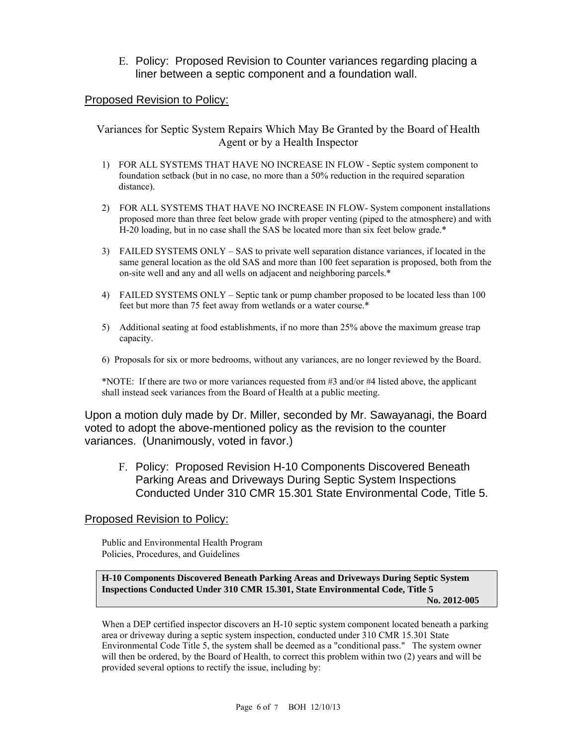E. Policy: Proposed Revision to Counter variances regarding placing a liner between a septic component and a foundation wall.

Proposed Revision to Policy:

Variances for Septic System Repairs Which May Be Granted by the Board of Health Agent or by a Health Inspector

1) FOR ALL SYSTEMS THAT HAVE NO INCREASE IN FLOW - Septic system component to foundation setback (but in no case, no more than a 50% reduction in the required separation distance).

2) FOR ALL SYSTEMS THAT HAVE NO INCREASE IN FLOW- System component installations proposed more than three feet below grade with proper venting (piped to the atmosphere) and with H-20 loading, but in no case shall the SAS be located more than six feet below grade.*

3) FAILED SYSTEMS ONLY – SAS to private well separation distance variances, if located in the same general location as the old SAS and more than 100 feet separation is proposed, both from the on-site well and any and all wells on adjacent and neighboring parcels.*

4) FAILED SYSTEMS ONLY – Septic tank or pump chamber proposed to be located less than 100 feet but more than 75 feet away from wetlands or a water course.*

5) Additional seating at food establishments, if no more than 25% above the maximum grease trap capacity.

6) Proposals for six or more bedrooms, without any variances, are no longer reviewed by the Board.

*NOTE: If there are two or more variances requested from #3 and/or #4 listed above, the applicant shall instead seek variances from the Board of Health at a public meeting.

Upon a motion duly made by Dr. Miller, seconded by Mr. Sawayanagi, the Board voted to adopt the above-mentioned policy as the revision to the counter variances. (Unanimously, voted in favor.)

F. Policy: Proposed Revision H-10 Components Discovered Beneath Parking Areas and Driveways During Septic System Inspections Conducted Under 310 CMR 15.301 State Environmental Code, Title 5.

Proposed Revision to Policy:

Public and Environmental Health Program
Policies, Procedures, and Guidelines

**H-10 Components Discovered Beneath Parking Areas and Driveways During Septic System Inspections Conducted Under 310 CMR 15.301, State Environmental Code, Title 5**
**No. 2012-005**

When a DEP certified inspector discovers an H-10 septic system component located beneath a parking area or driveway during a septic system inspection, conducted under 310 CMR 15.301 State Environmental Code Title 5, the system shall be deemed as a "conditional pass." The system owner will then be ordered, by the Board of Health, to correct this problem within two (2) years and will be provided several options to rectify the issue, including by: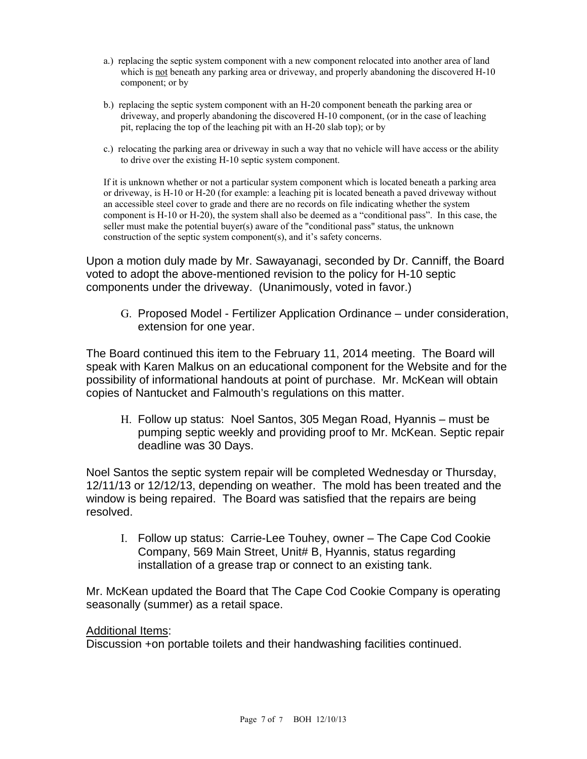a.) replacing the septic system component with a new component relocated into another area of land which is <u>not</u> beneath any parking area or driveway, and properly abandoning the discovered H-10 component; or by

b.) replacing the septic system component with an H-20 component beneath the parking area or driveway, and properly abandoning the discovered H-10 component, (or in the case of leaching pit, replacing the top of the leaching pit with an H-20 slab top); or by

c.) relocating the parking area or driveway in such a way that no vehicle will have access or the ability to drive over the existing H-10 septic system component.

If it is unknown whether or not a particular system component which is located beneath a parking area or driveway, is H-10 or H-20 (for example: a leaching pit is located beneath a paved driveway without an accessible steel cover to grade and there are no records on file indicating whether the system component is H-10 or H-20), the system shall also be deemed as a "conditional pass". In this case, the seller must make the potential buyer(s) aware of the "conditional pass" status, the unknown construction of the septic system component(s), and it's safety concerns.

Upon a motion duly made by Mr. Sawayanagi, seconded by Dr. Canniff, the Board voted to adopt the above-mentioned revision to the policy for H-10 septic components under the driveway. (Unanimously, voted in favor.)

G. Proposed Model - Fertilizer Application Ordinance – under consideration, extension for one year.

The Board continued this item to the February 11, 2014 meeting. The Board will speak with Karen Malkus on an educational component for the Website and for the possibility of informational handouts at point of purchase. Mr. McKean will obtain copies of Nantucket and Falmouth's regulations on this matter.

H. Follow up status: Noel Santos, 305 Megan Road, Hyannis – must be pumping septic weekly and providing proof to Mr. McKean. Septic repair deadline was 30 Days.

Noel Santos the septic system repair will be completed Wednesday or Thursday, 12/11/13 or 12/12/13, depending on weather. The mold has been treated and the window is being repaired. The Board was satisfied that the repairs are being resolved.

I. Follow up status: Carrie-Lee Touhey, owner – The Cape Cod Cookie Company, 569 Main Street, Unit# B, Hyannis, status regarding installation of a grease trap or connect to an existing tank.

Mr. McKean updated the Board that The Cape Cod Cookie Company is operating seasonally (summer) as a retail space.

<u>Additional Items</u>:
Discussion +on portable toilets and their handwashing facilities continued.